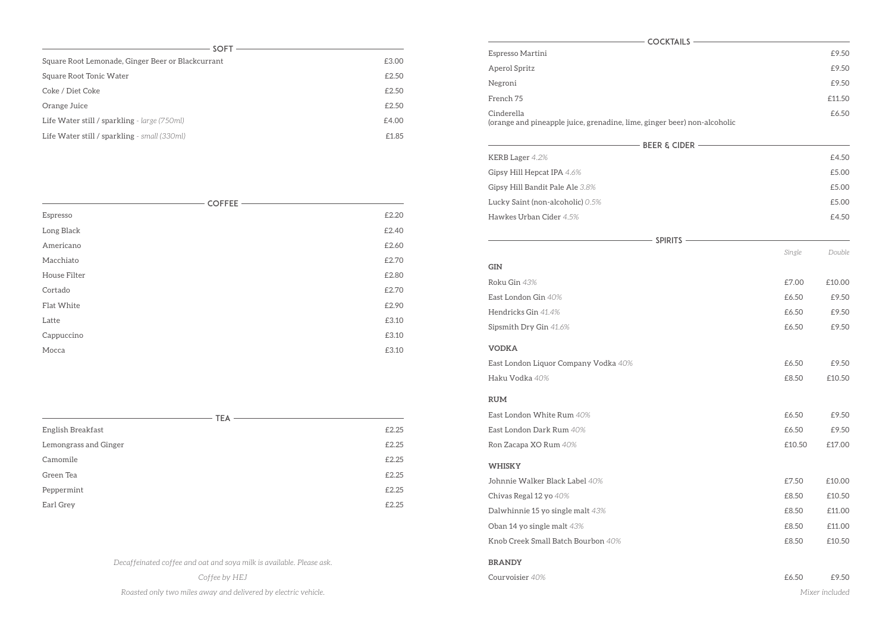## SOFT

| | |
|---|---|
| Square Root Lemonade, Ginger Beer or Blackcurrant | £3.00 |
| Square Root Tonic Water | £2.50 |
| Coke / Diet Coke | £2.50 |
| Orange Juice | £2.50 |
| Life Water still / sparkling *- large (750ml)* | £4.00 |
| Life Water still / sparkling *- small (330ml)* | £1.85 |

## COFFEE

| | |
|---|---|
| Espresso | £2.20 |
| Long Black | £2.40 |
| Americano | £2.60 |
| Macchiato | £2.70 |
| House Filter | £2.80 |
| Cortado | £2.70 |
| Flat White | £2.90 |
| Latte | £3.10 |
| Cappuccino | £3.10 |
| Mocca | £3.10 |

## TEA

| | |
|---|---|
| English Breakfast | £2.25 |
| Lemongrass and Ginger | £2.25 |
| Camomile | £2.25 |
| Green Tea | £2.25 |
| Peppermint | £2.25 |
| Earl Grey | £2.25 |

*Decaffeinated coffee and oat and soya milk is available. Please ask.*

*Coffee by HEJ*

*Roasted only two miles away and delivered by electric vehicle.*

## COCKTAILS

| | |
|---|---|
| Espresso Martini | £9.50 |
| Aperol Spritz | £9.50 |
| Negroni | £9.50 |
| French 75 | £11.50 |
| Cinderella<br>(orange and pineapple juice, grenadine, lime, ginger beer) non-alcoholic | £6.50 |

## BEER & CIDER

| | |
|---|---|
| KERB Lager *4.2%* | £4.50 |
| Gipsy Hill Hepcat IPA *4.6%* | £5.00 |
| Gipsy Hill Bandit Pale Ale *3.8%* | £5.00 |
| Lucky Saint (non-alcoholic) *0.5%* | £5.00 |
| Hawkes Urban Cider *4.5%* | £4.50 |

## SPIRITS

| | *Single* | *Double* |
|---|---|---|
| **GIN** | | |
| Roku Gin *43%* | £7.00 | £10.00 |
| East London Gin *40%* | £6.50 | £9.50 |
| Hendricks Gin *41.4%* | £6.50 | £9.50 |
| Sipsmith Dry Gin *41.6%* | £6.50 | £9.50 |
| **VODKA** | | |
| East London Liquor Company Vodka *40%* | £6.50 | £9.50 |
| Haku Vodka *40%* | £8.50 | £10.50 |
| **RUM** | | |
| East London White Rum *40%* | £6.50 | £9.50 |
| East London Dark Rum *40%* | £6.50 | £9.50 |
| Ron Zacapa XO Rum *40%* | £10.50 | £17.00 |
| **WHISKY** | | |
| Johnnie Walker Black Label *40%* | £7.50 | £10.00 |
| Chivas Regal 12 yo *40%* | £8.50 | £10.50 |
| Dalwhinnie 15 yo single malt *43%* | £8.50 | £11.00 |
| Oban 14 yo single malt *43%* | £8.50 | £11.00 |
| Knob Creek Small Batch Bourbon *40%* | £8.50 | £10.50 |
| **BRANDY** | | |
| Courvoisier *40%* | £6.50 | £9.50 |

*Mixer included*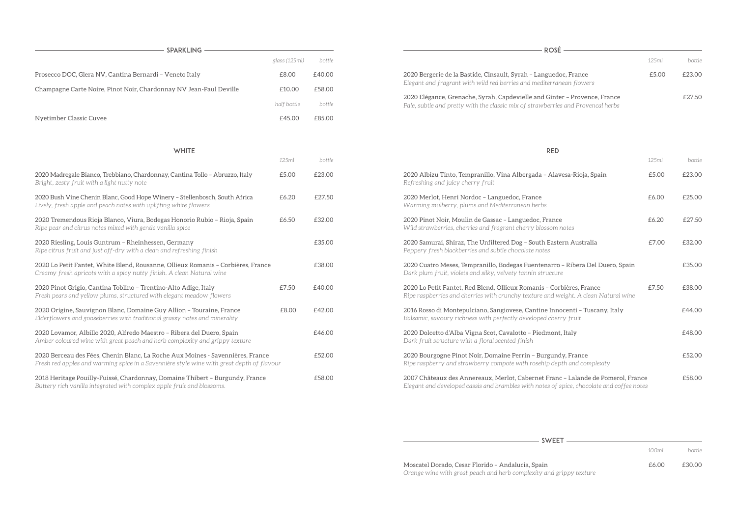## SPARKLING

| | glass (125ml) | bottle |
| --- | --- | --- |
| Prosecco DOC, Glera NV, Cantina Bernardi – Veneto Italy | £8.00 | £40.00 |
| Champagne Carte Noire, Pinot Noir, Chardonnay NV Jean-Paul Deville | £10.00 | £58.00 |
| | *half bottle* | *bottle* |
| Nyetimber Classic Cuvee | £45.00 | £85.00 |

## WHITE

| | 125ml | bottle |
| --- | --- | --- |
| 2020 Madregale Bianco, Trebbiano, Chardonnay, Cantina Tollo – Abruzzo, Italy<br>*Bright, zesty fruit with a light nutty note* | £5.00 | £23.00 |
| 2020 Bush Vine Chenin Blanc, Good Hope Winery – Stellenbosch, South Africa<br>*Lively, fresh apple and peach notes with uplifting white flowers* | £6.20 | £27.50 |
| 2020 Tremendous Rioja Blanco, Viura, Bodegas Honorio Rubio – Rioja, Spain<br>*Ripe pear and citrus notes mixed with gentle vanilla spice* | £6.50 | £32.00 |
| 2020 Riesling, Louis Guntrum – Rheinhessen, Germany<br>*Ripe citrus fruit and just off-dry with a clean and refreshing finish* | | £35.00 |
| 2020 Lo Petit Fantet, White Blend, Rousanne, Ollieux Romanis – Corbières, France<br>*Creamy fresh apricots with a spicy nutty finish. A clean Natural wine* | | £38.00 |
| 2020 Pinot Grigio, Cantina Toblino – Trentino-Alto Adige, Italy<br>*Fresh pears and yellow plums, structured with elegant meadow flowers* | £7.50 | £40.00 |
| 2020 Origine, Sauvignon Blanc, Domaine Guy Allion – Touraine, France<br>*Elderflowers and gooseberries with traditional grassy notes and minerality* | £8.00 | £42.00 |
| 2020 Lovamor, Albillo 2020, Alfredo Maestro – Ribera del Duero, Spain<br>*Amber coloured wine with great peach and herb complexity and grippy texture* | | £46.00 |
| 2020 Berceau des Fées, Chenin Blanc, La Roche Aux Moines - Savennières, France<br>*Fresh red apples and warming spice in a Savennière style wine with great depth of flavour* | | £52.00 |
| 2018 Heritage Pouilly-Fuissé, Chardonnay, Domaine Thibert – Burgundy, France<br>*Buttery rich vanilla integrated with complex apple fruit and blossoms.* | | £58.00 |

## ROSÉ

| | 125ml | bottle |
| --- | --- | --- |
| 2020 Bergerie de la Bastide, Cinsault, Syrah – Languedoc, France<br>*Elegant and fragrant with wild red berries and mediterranean flowers* | £5.00 | £23.00 |
| 2020 Elégance, Grenache, Syrah, Capdevielle and Ginter – Provence, France<br>*Pale, subtle and pretty with the classic mix of strawberries and Provencal herbs* | | £27.50 |

## RED

| | 125ml | bottle |
| --- | --- | --- |
| 2020 Albizu Tinto, Tempranillo, Vina Albergada – Alavesa-Rioja, Spain<br>*Refreshing and juicy cherry fruit* | £5.00 | £23.00 |
| 2020 Merlot, Henri Nordoc – Languedoc, France<br>*Warming mulberry, plums and Mediterranean herbs* | £6.00 | £25.00 |
| 2020 Pinot Noir, Moulin de Gassac – Languedoc, France<br>*Wild strawberries, cherries and fragrant cherry blossom notes* | £6.20 | £27.50 |
| 2020 Samurai, Shiraz, The Unfiltered Dog – South Eastern Australia<br>*Peppery fresh blackberries and subtle chocolate notes* | £7.00 | £32.00 |
| 2020 Cuatro Meses, Tempranillo, Bodegas Fuentenarro – Ribera Del Duero, Spain<br>*Dark plum fruit, violets and silky, velvety tannin structure* | | £35.00 |
| 2020 Lo Petit Fantet, Red Blend, Ollieux Romanis – Corbières, France<br>*Ripe raspberries and cherries with crunchy texture and weight. A clean Natural wine* | £7.50 | £38.00 |
| 2016 Rosso di Montepulciano, Sangiovese, Cantine Innocenti – Tuscany, Italy<br>*Balsamic, savoury richness with perfectly developed cherry fruit* | | £44.00 |
| 2020 Dolcetto d'Alba Vigna Scot, Cavalotto – Piedmont, Italy<br>*Dark fruit structure with a floral scented finish* | | £48.00 |
| 2020 Bourgogne Pinot Noir, Domaine Perrin – Burgundy, France<br>*Ripe raspberry and strawberry compote with rosehip depth and complexity* | | £52.00 |
| 2007 Châteaux des Annereaux, Merlot, Cabernet Franc – Lalande de Pomerol, France<br>*Elegant and developed cassis and brambles with notes of spice, chocolate and coffee notes* | | £58.00 |

## SWEET

| | 100ml | bottle |
| --- | --- | --- |
| Moscatel Dorado, Cesar Florido – Andalucia, Spain<br>*Orange wine with great peach and herb complexity and grippy texture* | £6.00 | £30.00 |